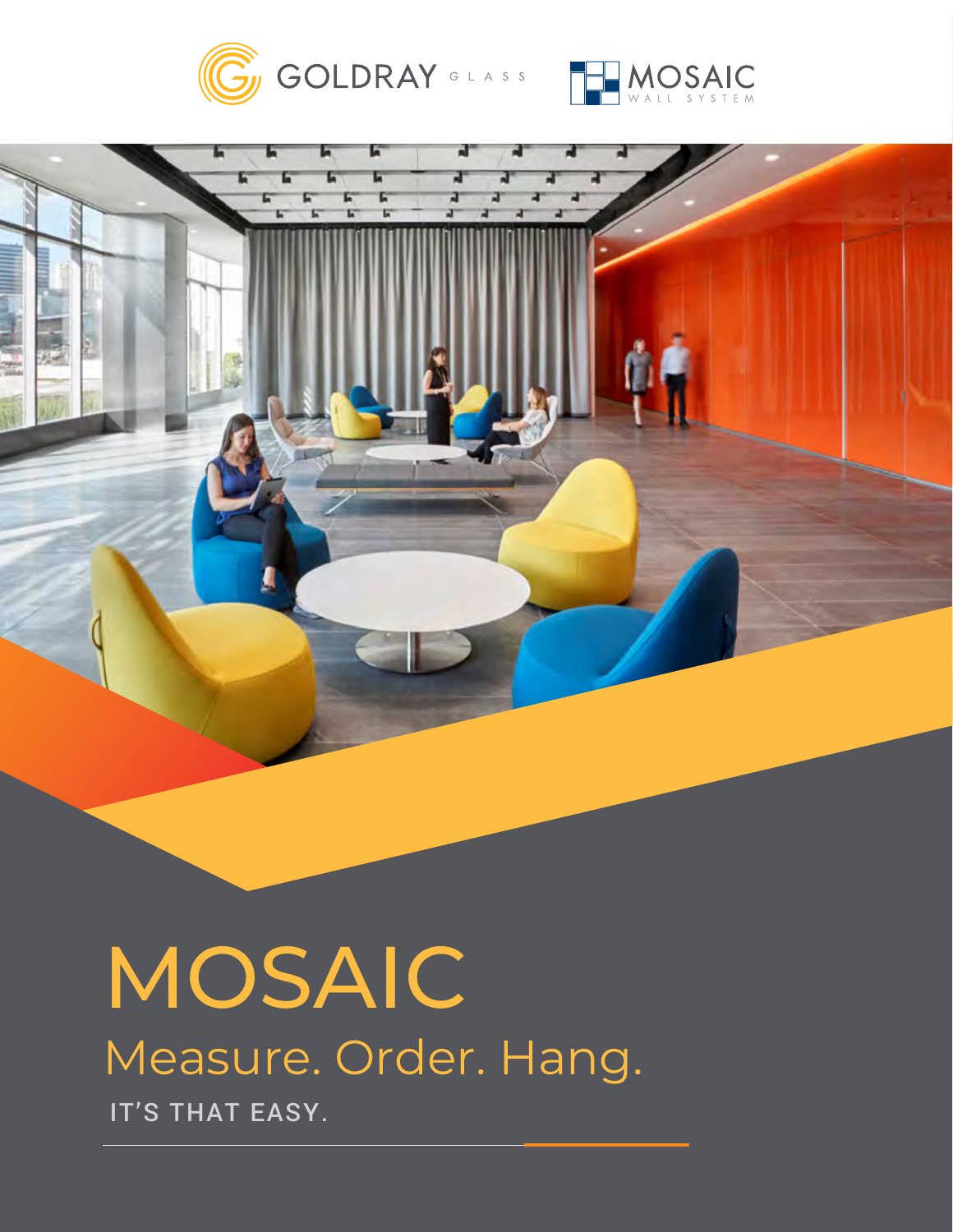GOLDRAY GLASS

MOSAIC WALL SYSTEM

# MOSAIC

## Measure. Order. Hang.

IT'S THAT EASY.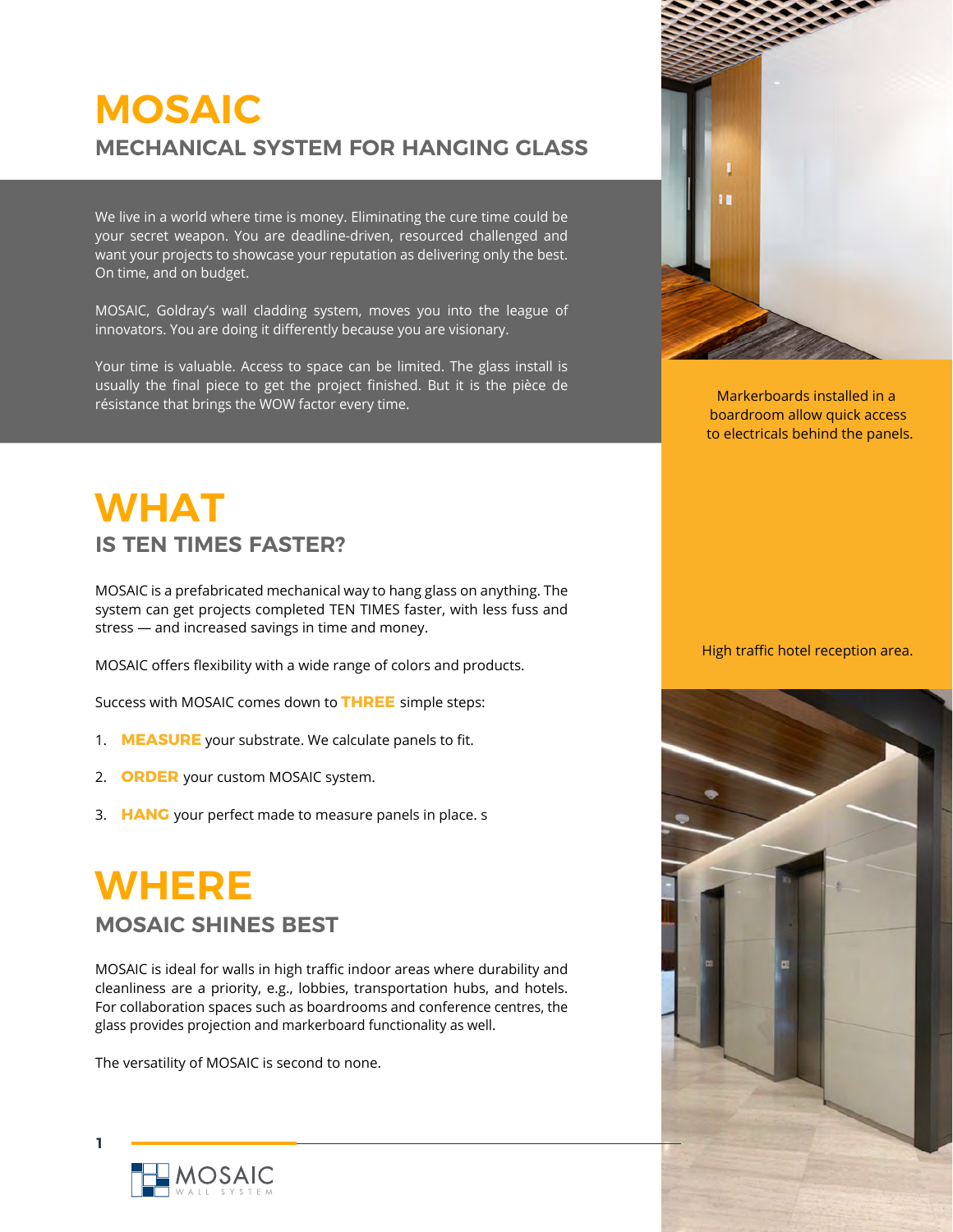# MOSAIC

## MECHANICAL SYSTEM FOR HANGING GLASS

We live in a world where time is money. Eliminating the cure time could be your secret weapon. You are deadline-driven, resourced challenged and want your projects to showcase your reputation as delivering only the best. On time, and on budget.

MOSAIC, Goldray's wall cladding system, moves you into the league of innovators. You are doing it differently because you are visionary.

Your time is valuable. Access to space can be limited. The glass install is usually the final piece to get the project finished. But it is the pièce de résistance that brings the WOW factor every time.

Markerboards installed in a boardroom allow quick access to electricals behind the panels.

High traffic hotel reception area.

# WHAT

## IS TEN TIMES FASTER?

MOSAIC is a prefabricated mechanical way to hang glass on anything. The system can get projects completed TEN TIMES faster, with less fuss and stress — and increased savings in time and money.

MOSAIC offers flexibility with a wide range of colors and products.

Success with MOSAIC comes down to **THREE** simple steps:

1. **MEASURE** your substrate. We calculate panels to fit.
2. **ORDER** your custom MOSAIC system.
3. **HANG** your perfect made to measure panels in place. s

# WHERE

## MOSAIC SHINES BEST

MOSAIC is ideal for walls in high traffic indoor areas where durability and cleanliness are a priority, e.g., lobbies, transportation hubs, and hotels. For collaboration spaces such as boardrooms and conference centres, the glass provides projection and markerboard functionality as well.

The versatility of MOSAIC is second to none.

MOSAIC WALL SYSTEM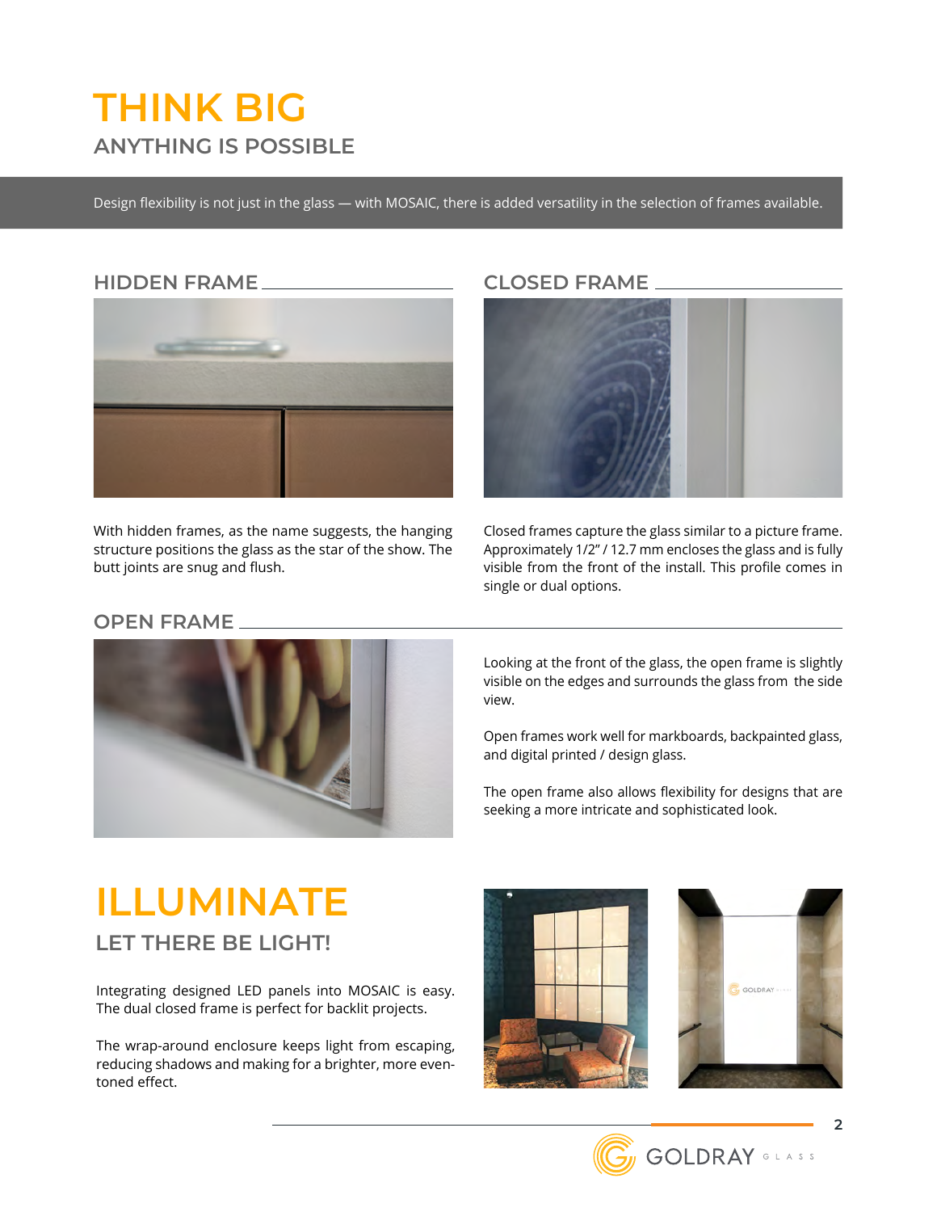# THINK BIG

## ANYTHING IS POSSIBLE

Design flexibility is not just in the glass — with MOSAIC, there is added versatility in the selection of frames available.

### HIDDEN FRAME

With hidden frames, as the name suggests, the hanging structure positions the glass as the star of the show. The butt joints are snug and flush.

### CLOSED FRAME

Closed frames capture the glass similar to a picture frame. Approximately 1/2" / 12.7 mm encloses the glass and is fully visible from the front of the install. This profile comes in single or dual options.

### OPEN FRAME

Looking at the front of the glass, the open frame is slightly visible on the edges and surrounds the glass from the side view.

Open frames work well for markboards, backpainted glass, and digital printed / design glass.

The open frame also allows flexibility for designs that are seeking a more intricate and sophisticated look.

# ILLUMINATE

## LET THERE BE LIGHT!

Integrating designed LED panels into MOSAIC is easy. The dual closed frame is perfect for backlit projects.

The wrap-around enclosure keeps light from escaping, reducing shadows and making for a brighter, more even-toned effect.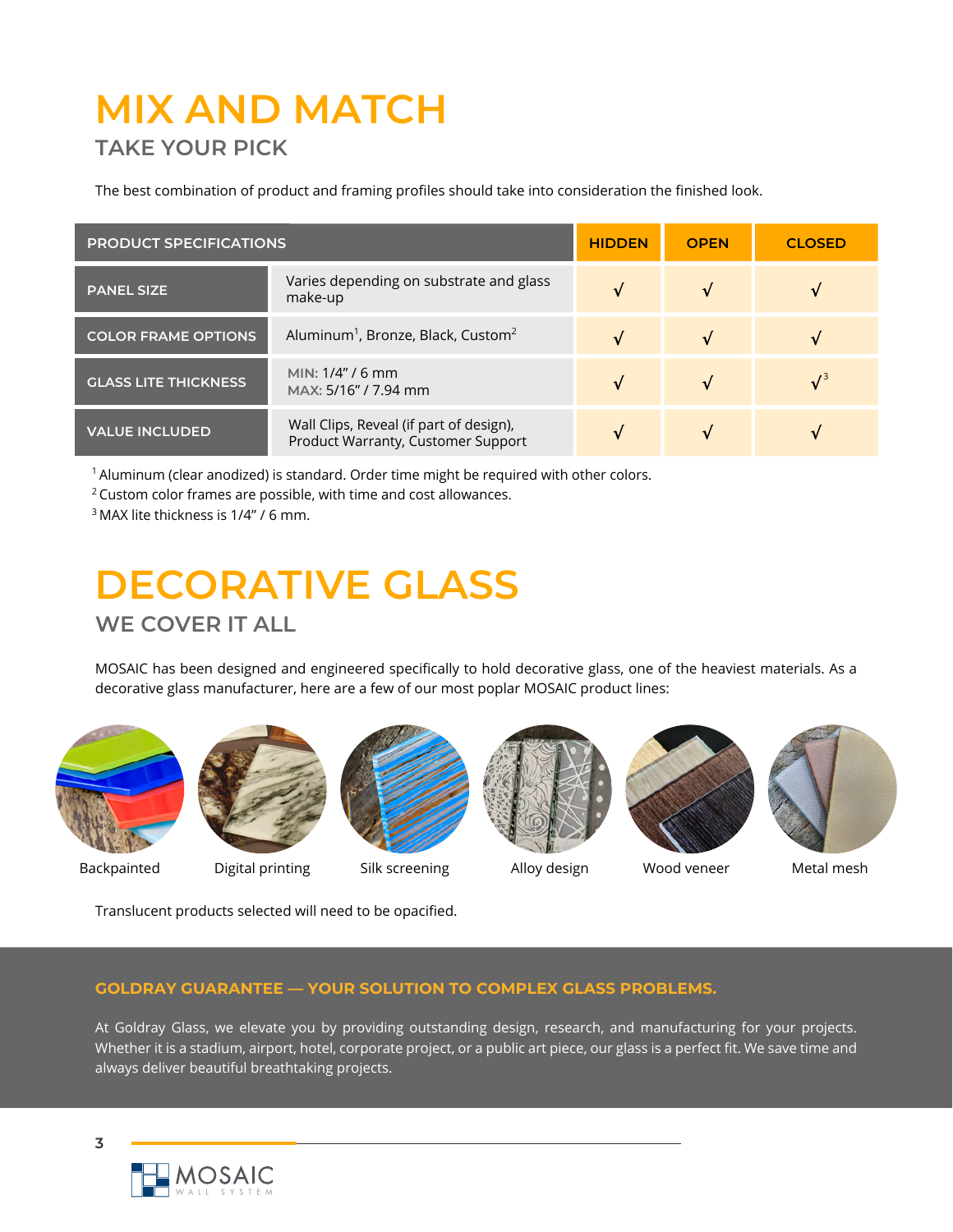# MIX AND MATCH

## TAKE YOUR PICK

The best combination of product and framing profiles should take into consideration the finished look.

| PRODUCT SPECIFICATIONS | | HIDDEN | OPEN | CLOSED |
|---|---|---|---|---|
| PANEL SIZE | Varies depending on substrate and glass make-up | √ | √ | √ |
| COLOR FRAME OPTIONS | Aluminum[1], Bronze, Black, Custom[2] | √ | √ | √ |
| GLASS LITE THICKNESS | MIN: 1/4" / 6 mm<br>MAX: 5/16" / 7.94 mm | √ | √ | √[3] |
| VALUE INCLUDED | Wall Clips, Reveal (if part of design), Product Warranty, Customer Support | √ | √ | √ |

[1] Aluminum (clear anodized) is standard. Order time might be required with other colors.
[2] Custom color frames are possible, with time and cost allowances.
[3] MAX lite thickness is 1/4" / 6 mm.

# DECORATIVE GLASS

## WE COVER IT ALL

MOSAIC has been designed and engineered specifically to hold decorative glass, one of the heaviest materials. As a decorative glass manufacturer, here are a few of our most poplar MOSAIC product lines:

Backpainted

Digital printing

Silk screening

Alloy design

Wood veneer

Metal mesh

Translucent products selected will need to be opacified.

**GOLDRAY GUARANTEE — YOUR SOLUTION TO COMPLEX GLASS PROBLEMS.**

At Goldray Glass, we elevate you by providing outstanding design, research, and manufacturing for your projects. Whether it is a stadium, airport, hotel, corporate project, or a public art piece, our glass is a perfect fit. We save time and always deliver beautiful breathtaking projects.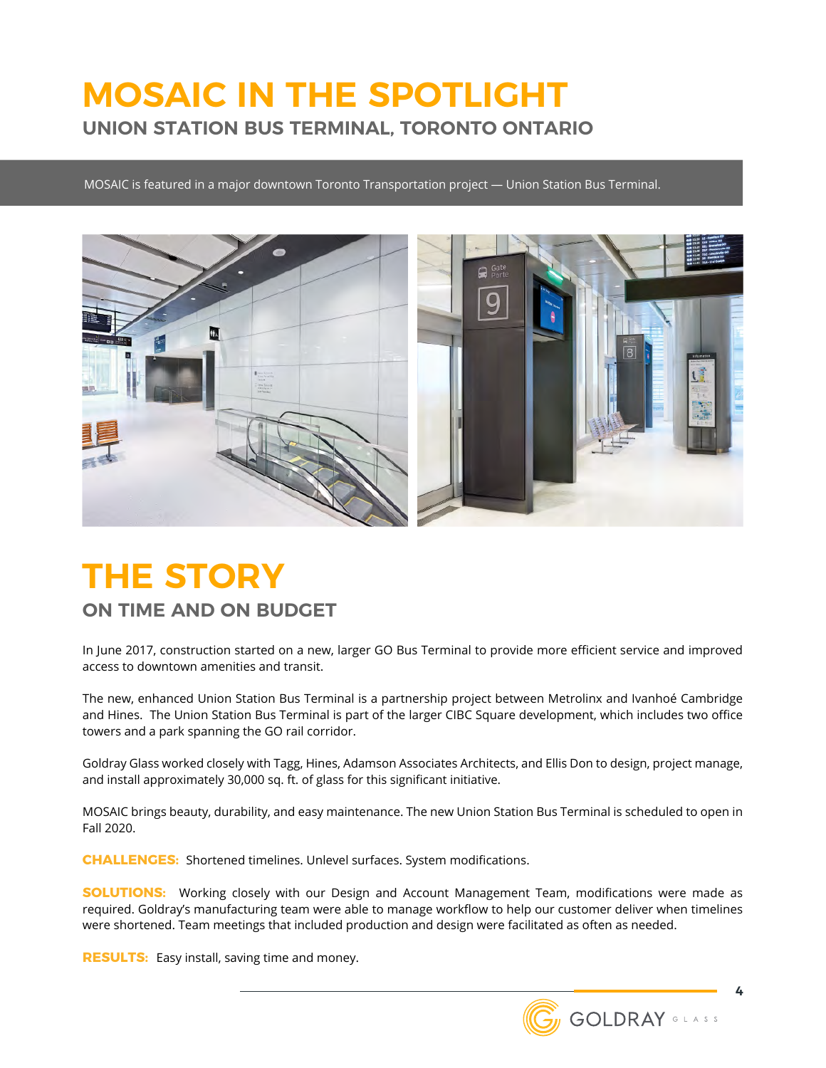# MOSAIC IN THE SPOTLIGHT

## UNION STATION BUS TERMINAL, TORONTO ONTARIO

MOSAIC is featured in a major downtown Toronto Transportation project — Union Station Bus Terminal.

# THE STORY

## ON TIME AND ON BUDGET

In June 2017, construction started on a new, larger GO Bus Terminal to provide more efficient service and improved access to downtown amenities and transit.

The new, enhanced Union Station Bus Terminal is a partnership project between Metrolinx and Ivanhoé Cambridge and Hines. The Union Station Bus Terminal is part of the larger CIBC Square development, which includes two office towers and a park spanning the GO rail corridor.

Goldray Glass worked closely with Tagg, Hines, Adamson Associates Architects, and Ellis Don to design, project manage, and install approximately 30,000 sq. ft. of glass for this significant initiative.

MOSAIC brings beauty, durability, and easy maintenance. The new Union Station Bus Terminal is scheduled to open in Fall 2020.

**CHALLENGES:** Shortened timelines. Unlevel surfaces. System modifications.

**SOLUTIONS:** Working closely with our Design and Account Management Team, modifications were made as required. Goldray's manufacturing team were able to manage workflow to help our customer deliver when timelines were shortened. Team meetings that included production and design were facilitated as often as needed.

**RESULTS:** Easy install, saving time and money.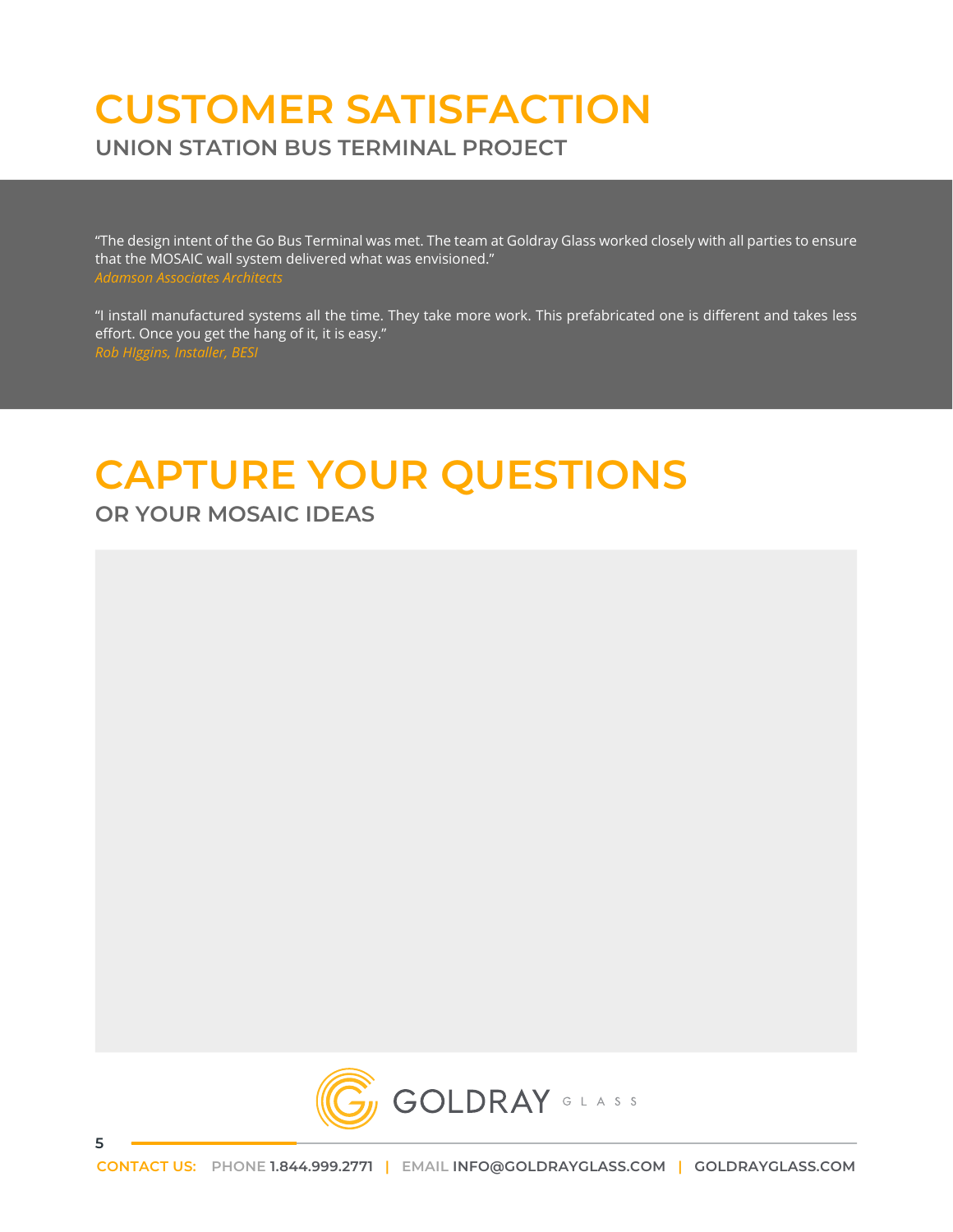# CUSTOMER SATISFACTION

## UNION STATION BUS TERMINAL PROJECT

"The design intent of the Go Bus Terminal was met. The team at Goldray Glass worked closely with all parties to ensure that the MOSAIC wall system delivered what was envisioned."
*Adamson Associates Architects*

"I install manufactured systems all the time. They take more work. This prefabricated one is different and takes less effort. Once you get the hang of it, it is easy."
*Rob HIggins, Installer, BESI*

# CAPTURE YOUR QUESTIONS

## OR YOUR MOSAIC IDEAS

GOLDRAY GLASS

**CONTACT US:** PHONE **1.844.999.2771** | EMAIL **INFO@GOLDRAYGLASS.COM** | **GOLDRAYGLASS.COM**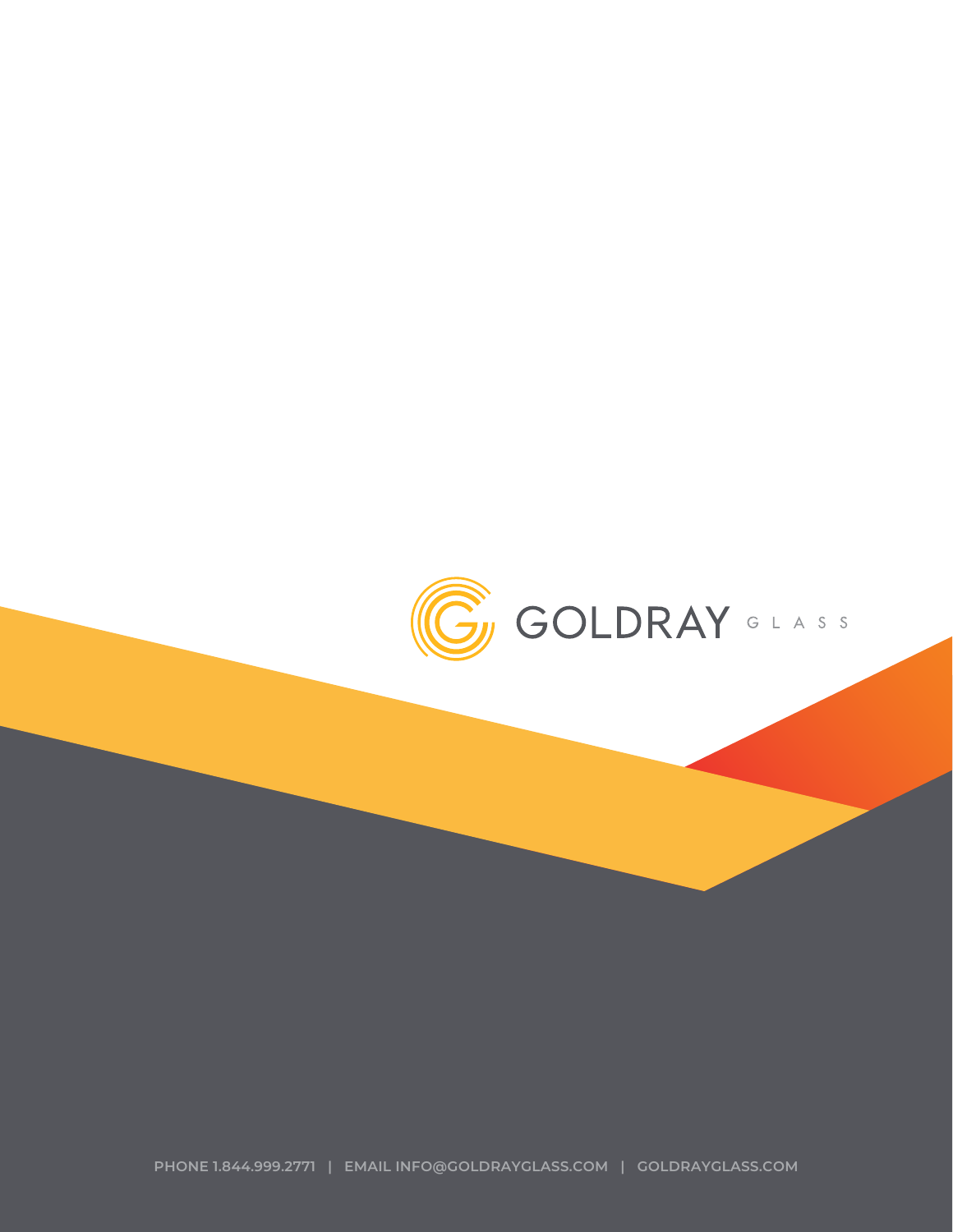GOLDRAY GLASS

PHONE 1.844.999.2771 | EMAIL INFO@GOLDRAYGLASS.COM | GOLDRAYGLASS.COM